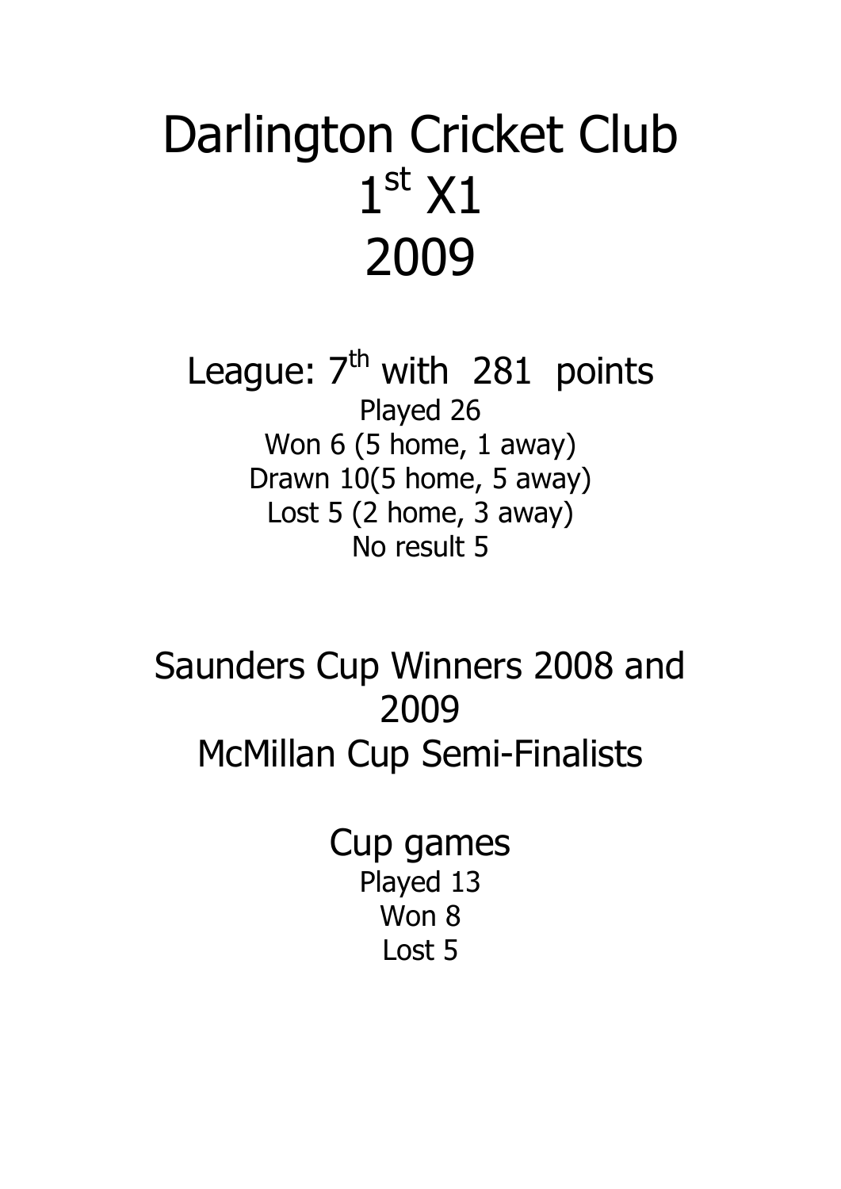# Darlington Cricket Club
# 1st X1
# 2009

## League: 7th with 281 points

Played 26
Won 6 (5 home, 1 away)
Drawn 10(5 home, 5 away)
Lost 5 (2 home, 3 away)
No result 5

## Saunders Cup Winners 2008 and 2009
## McMillan Cup Semi-Finalists

## Cup games

Played 13
Won 8
Lost 5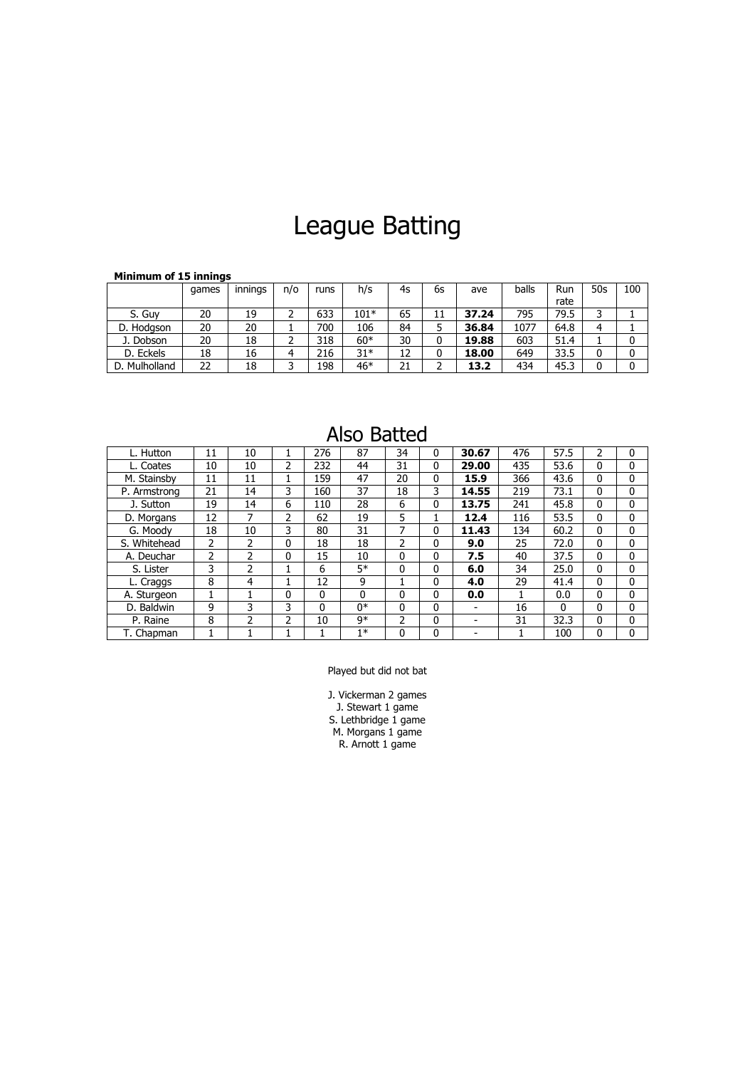# League Batting

**Minimum of 15 innings**

| | games | innings | n/o | runs | h/s | 4s | 6s | ave | balls | Run rate | 50s | 100 |
|---|---|---|---|---|---|---|---|---|---|---|---|---|
| S. Guy | 20 | 19 | 2 | 633 | 101* | 65 | 11 | **37.24** | 795 | 79.5 | 3 | 1 |
| D. Hodgson | 20 | 20 | 1 | 700 | 106 | 84 | 5 | **36.84** | 1077 | 64.8 | 4 | 1 |
| J. Dobson | 20 | 18 | 2 | 318 | 60* | 30 | 0 | **19.88** | 603 | 51.4 | 1 | 0 |
| D. Eckels | 18 | 16 | 4 | 216 | 31* | 12 | 0 | **18.00** | 649 | 33.5 | 0 | 0 |
| D. Mulholland | 22 | 18 | 3 | 198 | 46* | 21 | 2 | **13.2** | 434 | 45.3 | 0 | 0 |

## Also Batted

| | games | innings | n/o | runs | h/s | 4s | 6s | ave | balls | Run rate | 50s | 100 |
|---|---|---|---|---|---|---|---|---|---|---|---|---|
| L. Hutton | 11 | 10 | 1 | 276 | 87 | 34 | 0 | **30.67** | 476 | 57.5 | 2 | 0 |
| L. Coates | 10 | 10 | 2 | 232 | 44 | 31 | 0 | **29.00** | 435 | 53.6 | 0 | 0 |
| M. Stainsby | 11 | 11 | 1 | 159 | 47 | 20 | 0 | **15.9** | 366 | 43.6 | 0 | 0 |
| P. Armstrong | 21 | 14 | 3 | 160 | 37 | 18 | 3 | **14.55** | 219 | 73.1 | 0 | 0 |
| J. Sutton | 19 | 14 | 6 | 110 | 28 | 6 | 0 | **13.75** | 241 | 45.8 | 0 | 0 |
| D. Morgans | 12 | 7 | 2 | 62 | 19 | 5 | 1 | **12.4** | 116 | 53.5 | 0 | 0 |
| G. Moody | 18 | 10 | 3 | 80 | 31 | 7 | 0 | **11.43** | 134 | 60.2 | 0 | 0 |
| S. Whitehead | 2 | 2 | 0 | 18 | 18 | 2 | 0 | **9.0** | 25 | 72.0 | 0 | 0 |
| A. Deuchar | 2 | 2 | 0 | 15 | 10 | 0 | 0 | **7.5** | 40 | 37.5 | 0 | 0 |
| S. Lister | 3 | 2 | 1 | 6 | 5* | 0 | 0 | **6.0** | 34 | 25.0 | 0 | 0 |
| L. Craggs | 8 | 4 | 1 | 12 | 9 | 1 | 0 | **4.0** | 29 | 41.4 | 0 | 0 |
| A. Sturgeon | 1 | 1 | 0 | 0 | 0 | 0 | 0 | **0.0** | 1 | 0.0 | 0 | 0 |
| D. Baldwin | 9 | 3 | 3 | 0 | 0* | 0 | 0 | - | 16 | 0 | 0 | 0 |
| P. Raine | 8 | 2 | 2 | 10 | 9* | 2 | 0 | - | 31 | 32.3 | 0 | 0 |
| T. Chapman | 1 | 1 | 1 | 1 | 1* | 0 | 0 | - | 1 | 100 | 0 | 0 |

Played but did not bat

J. Vickerman 2 games
J. Stewart 1 game
S. Lethbridge 1 game
M. Morgans 1 game
R. Arnott 1 game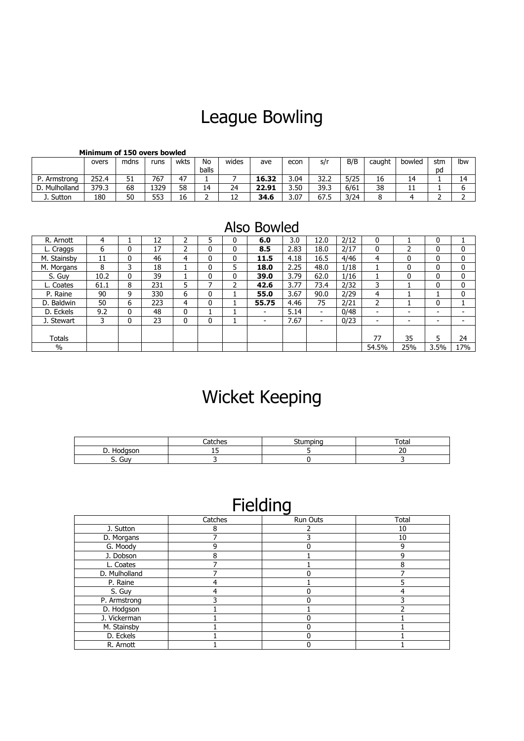# League Bowling

**Minimum of 150 overs bowled**

| | overs | mdns | runs | wkts | No balls | wides | ave | econ | s/r | B/B | caught | bowled | stm pd | lbw |
|---|---|---|---|---|---|---|---|---|---|---|---|---|---|---|
| P. Armstrong | 252.4 | 51 | 767 | 47 | 1 | 7 | **16.32** | 3.04 | 32.2 | 5/25 | 16 | 14 | 1 | 14 |
| D. Mulholland | 379.3 | 68 | 1329 | 58 | 14 | 24 | **22.91** | 3.50 | 39.3 | 6/61 | 38 | 11 | 1 | 6 |
| J. Sutton | 180 | 50 | 553 | 16 | 2 | 12 | **34.6** | 3.07 | 67.5 | 3/24 | 8 | 4 | 2 | 2 |

## Also Bowled

| | overs | mdns | runs | wkts | No balls | wides | ave | econ | s/r | B/B | caught | bowled | stm pd | lbw |
|---|---|---|---|---|---|---|---|---|---|---|---|---|---|---|
| R. Arnott | 4 | 1 | 12 | 2 | 5 | 0 | **6.0** | 3.0 | 12.0 | 2/12 | 0 | 1 | 0 | 1 |
| L. Craggs | 6 | 0 | 17 | 2 | 0 | 0 | **8.5** | 2.83 | 18.0 | 2/17 | 0 | 2 | 0 | 0 |
| M. Stainsby | 11 | 0 | 46 | 4 | 0 | 0 | **11.5** | 4.18 | 16.5 | 4/46 | 4 | 0 | 0 | 0 |
| M. Morgans | 8 | 3 | 18 | 1 | 0 | 5 | **18.0** | 2.25 | 48.0 | 1/18 | 1 | 0 | 0 | 0 |
| S. Guy | 10.2 | 0 | 39 | 1 | 0 | 0 | **39.0** | 3.79 | 62.0 | 1/16 | 1 | 0 | 0 | 0 |
| L. Coates | 61.1 | 8 | 231 | 5 | 7 | 2 | **42.6** | 3.77 | 73.4 | 2/32 | 3 | 1 | 0 | 0 |
| P. Raine | 90 | 9 | 330 | 6 | 0 | 1 | **55.0** | 3.67 | 90.0 | 2/29 | 4 | 1 | 1 | 0 |
| D. Baldwin | 50 | 6 | 223 | 4 | 0 | 1 | **55.75** | 4.46 | 75 | 2/21 | 2 | 1 | 0 | 1 |
| D. Eckels | 9.2 | 0 | 48 | 0 | 1 | 1 | - | 5.14 | - | 0/48 | - | - | - | - |
| J. Stewart | 3 | 0 | 23 | 0 | 0 | 1 | - | 7.67 | - | 0/23 | - | - | - | - |
| Totals | | | | | | | | | | | 77 | 35 | 5 | 24 |
| % | | | | | | | | | | | 54.5% | 25% | 3.5% | 17% |

# Wicket Keeping

| | Catches | Stumping | Total |
|---|---|---|---|
| D. Hodgson | 15 | 5 | 20 |
| S. Guy | 3 | 0 | 3 |

# Fielding

| | Catches | Run Outs | Total |
|---|---|---|---|
| J. Sutton | 8 | 2 | 10 |
| D. Morgans | 7 | 3 | 10 |
| G. Moody | 9 | 0 | 9 |
| J. Dobson | 8 | 1 | 9 |
| L. Coates | 7 | 1 | 8 |
| D. Mulholland | 7 | 0 | 7 |
| P. Raine | 4 | 1 | 5 |
| S. Guy | 4 | 0 | 4 |
| P. Armstrong | 3 | 0 | 3 |
| D. Hodgson | 1 | 1 | 2 |
| J. Vickerman | 1 | 0 | 1 |
| M. Stainsby | 1 | 0 | 1 |
| D. Eckels | 1 | 0 | 1 |
| R. Arnott | 1 | 0 | 1 |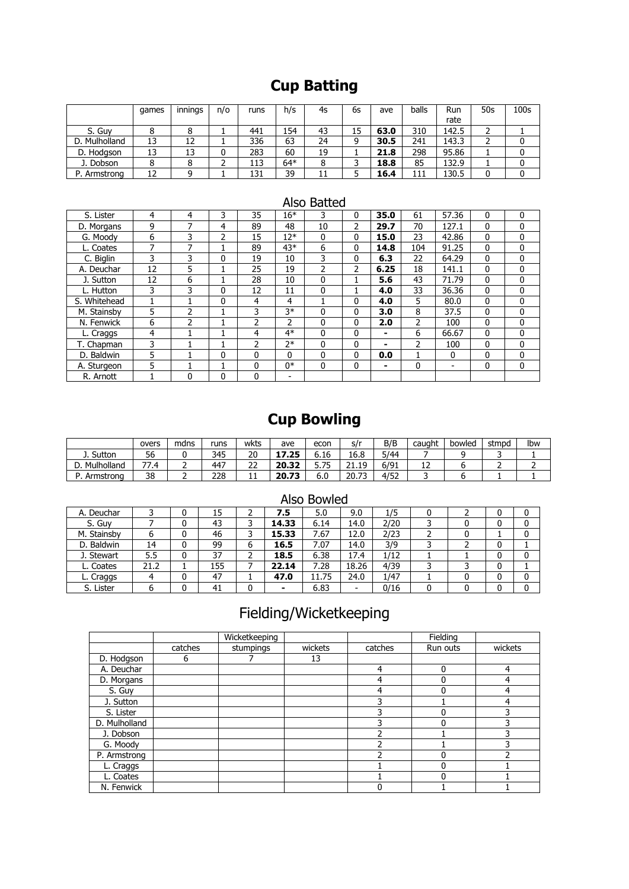# Cup Batting

| | games | innings | n/o | runs | h/s | 4s | 6s | ave | balls | Run rate | 50s | 100s |
|---|---|---|---|---|---|---|---|---|---|---|---|---|
| S. Guy | 8 | 8 | 1 | 441 | 154 | 43 | 15 | **63.0** | 310 | 142.5 | 2 | 1 |
| D. Mulholland | 13 | 12 | 1 | 336 | 63 | 24 | 9 | **30.5** | 241 | 143.3 | 2 | 0 |
| D. Hodgson | 13 | 13 | 0 | 283 | 60 | 19 | 1 | **21.8** | 298 | 95.86 | 1 | 0 |
| J. Dobson | 8 | 8 | 2 | 113 | 64* | 8 | 3 | **18.8** | 85 | 132.9 | 1 | 0 |
| P. Armstrong | 12 | 9 | 1 | 131 | 39 | 11 | 5 | **16.4** | 111 | 130.5 | 0 | 0 |

## Also Batted

| | games | innings | n/o | runs | h/s | 4s | 6s | ave | balls | Run rate | 50s | 100s |
|---|---|---|---|---|---|---|---|---|---|---|---|---|
| S. Lister | 4 | 4 | 3 | 35 | 16* | 3 | 0 | **35.0** | 61 | 57.36 | 0 | 0 |
| D. Morgans | 9 | 7 | 4 | 89 | 48 | 10 | 2 | **29.7** | 70 | 127.1 | 0 | 0 |
| G. Moody | 6 | 3 | 2 | 15 | 12* | 0 | 0 | **15.0** | 23 | 42.86 | 0 | 0 |
| L. Coates | 7 | 7 | 1 | 89 | 43* | 6 | 0 | **14.8** | 104 | 91.25 | 0 | 0 |
| C. Biglin | 3 | 3 | 0 | 19 | 10 | 3 | 0 | **6.3** | 22 | 64.29 | 0 | 0 |
| A. Deuchar | 12 | 5 | 1 | 25 | 19 | 2 | 2 | **6.25** | 18 | 141.1 | 0 | 0 |
| J. Sutton | 12 | 6 | 1 | 28 | 10 | 0 | 1 | **5.6** | 43 | 71.79 | 0 | 0 |
| L. Hutton | 3 | 3 | 0 | 12 | 11 | 0 | 1 | **4.0** | 33 | 36.36 | 0 | 0 |
| S. Whitehead | 1 | 1 | 0 | 4 | 4 | 1 | 0 | **4.0** | 5 | 80.0 | 0 | 0 |
| M. Stainsby | 5 | 2 | 1 | 3 | 3* | 0 | 0 | **3.0** | 8 | 37.5 | 0 | 0 |
| N. Fenwick | 6 | 2 | 1 | 2 | 2 | 0 | 0 | **2.0** | 2 | 100 | 0 | 0 |
| L. Craggs | 4 | 1 | 1 | 4 | 4* | 0 | 0 | **-** | 6 | 66.67 | 0 | 0 |
| T. Chapman | 3 | 1 | 1 | 2 | 2* | 0 | 0 | **-** | 2 | 100 | 0 | 0 |
| D. Baldwin | 5 | 1 | 0 | 0 | 0 | 0 | 0 | **0.0** | 1 | 0 | 0 | 0 |
| A. Sturgeon | 5 | 1 | 1 | 0 | 0* | 0 | 0 | **-** | 0 | - | 0 | 0 |
| R. Arnott | 1 | 0 | 0 | 0 | - | | | | | | | |

# Cup Bowling

| | overs | mdns | runs | wkts | ave | econ | s/r | B/B | caught | bowled | stmpd | lbw |
|---|---|---|---|---|---|---|---|---|---|---|---|---|
| J. Sutton | 56 | 0 | 345 | 20 | **17.25** | 6.16 | 16.8 | 5/44 | 7 | 9 | 3 | 1 |
| D. Mulholland | 77.4 | 2 | 447 | 22 | **20.32** | 5.75 | 21.19 | 6/91 | 12 | 6 | 2 | 2 |
| P. Armstrong | 38 | 2 | 228 | 11 | **20.73** | 6.0 | 20.73 | 4/52 | 3 | 6 | 1 | 1 |

## Also Bowled

| | overs | mdns | runs | wkts | ave | econ | s/r | B/B | caught | bowled | stmpd | lbw |
|---|---|---|---|---|---|---|---|---|---|---|---|---|
| A. Deuchar | 3 | 0 | 15 | 2 | **7.5** | 5.0 | 9.0 | 1/5 | 0 | 2 | 0 | 0 |
| S. Guy | 7 | 0 | 43 | 3 | **14.33** | 6.14 | 14.0 | 2/20 | 3 | 0 | 0 | 0 |
| M. Stainsby | 6 | 0 | 46 | 3 | **15.33** | 7.67 | 12.0 | 2/23 | 2 | 0 | 1 | 0 |
| D. Baldwin | 14 | 0 | 99 | 6 | **16.5** | 7.07 | 14.0 | 3/9 | 3 | 2 | 0 | 1 |
| J. Stewart | 5.5 | 0 | 37 | 2 | **18.5** | 6.38 | 17.4 | 1/12 | 1 | 1 | 0 | 0 |
| L. Coates | 21.2 | 1 | 155 | 7 | **22.14** | 7.28 | 18.26 | 4/39 | 3 | 3 | 0 | 1 |
| L. Craggs | 4 | 0 | 47 | 1 | **47.0** | 11.75 | 24.0 | 1/47 | 1 | 0 | 0 | 0 |
| S. Lister | 6 | 0 | 41 | 0 | **-** | 6.83 | - | 0/16 | 0 | 0 | 0 | 0 |

# Fielding/Wicketkeeping

| | Wicketkeeping | | | Fielding | | |
|---|---|---|---|---|---|---|
| | catches | stumpings | wickets | catches | Run outs | wickets |
| D. Hodgson | 6 | 7 | 13 | | | |
| A. Deuchar | | | | 4 | 0 | 4 |
| D. Morgans | | | | 4 | 0 | 4 |
| S. Guy | | | | 4 | 0 | 4 |
| J. Sutton | | | | 3 | 1 | 4 |
| S. Lister | | | | 3 | 0 | 3 |
| D. Mulholland | | | | 3 | 0 | 3 |
| J. Dobson | | | | 2 | 1 | 3 |
| G. Moody | | | | 2 | 1 | 3 |
| P. Armstrong | | | | 2 | 0 | 2 |
| L. Craggs | | | | 1 | 0 | 1 |
| L. Coates | | | | 1 | 0 | 1 |
| N. Fenwick | | | | 0 | 1 | 1 |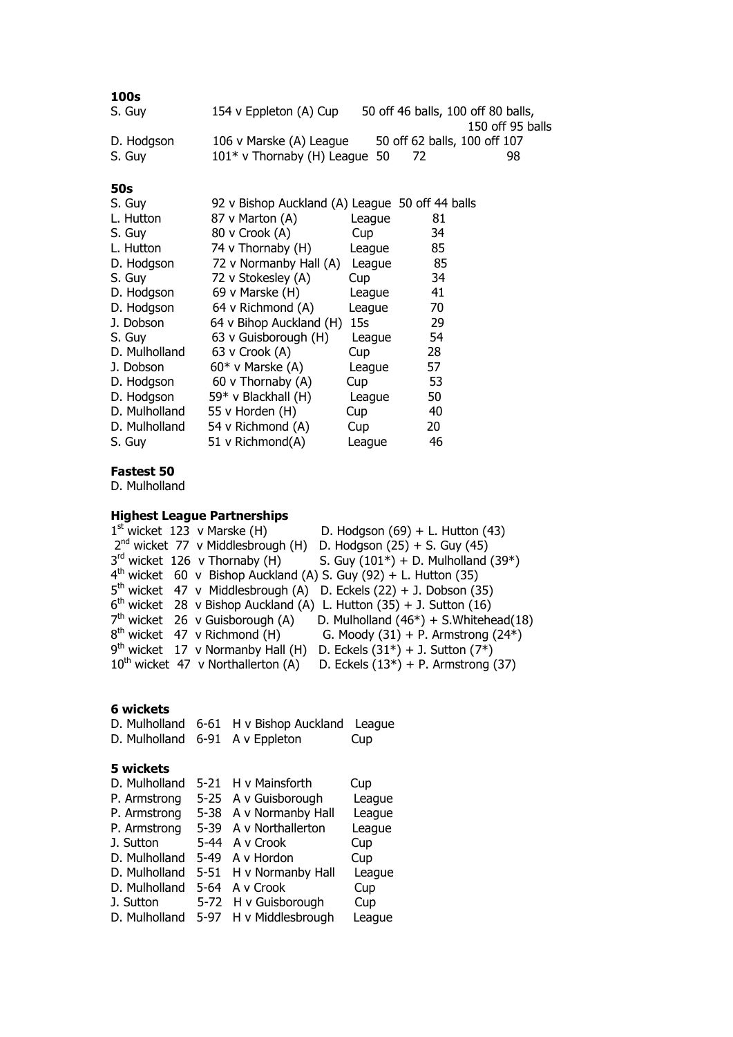**100s**

| | | |
|---|---|---|
| S. Guy | 154 v Eppleton (A) Cup | 50 off 46 balls, 100 off 80 balls, 150 off 95 balls |
| D. Hodgson | 106 v Marske (A) League | 50 off 62 balls, 100 off 107 |
| S. Guy | 101* v Thornaby (H) League | 50 72 98 |

**50s**

| | | | |
|---|---|---|---|
| S. Guy | 92 v Bishop Auckland (A) | League | 50 off 44 balls |
| L. Hutton | 87 v Marton (A) | League | 81 |
| S. Guy | 80 v Crook (A) | Cup | 34 |
| L. Hutton | 74 v Thornaby (H) | League | 85 |
| D. Hodgson | 72 v Normanby Hall (A) | League | 85 |
| S. Guy | 72 v Stokesley (A) | Cup | 34 |
| D. Hodgson | 69 v Marske (H) | League | 41 |
| D. Hodgson | 64 v Richmond (A) | League | 70 |
| J. Dobson | 64 v Bihop Auckland (H) | 15s | 29 |
| S. Guy | 63 v Guisborough (H) | League | 54 |
| D. Mulholland | 63 v Crook (A) | Cup | 28 |
| J. Dobson | 60* v Marske (A) | League | 57 |
| D. Hodgson | 60 v Thornaby (A) | Cup | 53 |
| D. Hodgson | 59* v Blackhall (H) | League | 50 |
| D. Mulholland | 55 v Horden (H) | Cup | 40 |
| D. Mulholland | 54 v Richmond (A) | Cup | 20 |
| S. Guy | 51 v Richmond(A) | League | 46 |

**Fastest 50**

D. Mulholland

**Highest League Partnerships**

| | | | |
|---|---|---|---|
| 1st wicket | 123 | v Marske (H) | D. Hodgson (69) + L. Hutton (43) |
| 2nd wicket | 77 | v Middlesbrough (H) | D. Hodgson (25) + S. Guy (45) |
| 3rd wicket | 126 | v Thornaby (H) | S. Guy (101*) + D. Mulholland (39*) |
| 4th wicket | 60 | v Bishop Auckland (A) | S. Guy (92) + L. Hutton (35) |
| 5th wicket | 47 | v Middlesbrough (A) | D. Eckels (22) + J. Dobson (35) |
| 6th wicket | 28 | v Bishop Auckland (A) | L. Hutton (35) + J. Sutton (16) |
| 7th wicket | 26 | v Guisborough (A) | D. Mulholland (46*) + S.Whitehead(18) |
| 8th wicket | 47 | v Richmond (H) | G. Moody (31) + P. Armstrong (24*) |
| 9th wicket | 17 | v Normanby Hall (H) | D. Eckels (31*) + J. Sutton (7*) |
| 10th wicket | 47 | v Northallerton (A) | D. Eckels (13*) + P. Armstrong (37) |

**6 wickets**

| | | | |
|---|---|---|---|
| D. Mulholland | 6-61 | H v Bishop Auckland | League |
| D. Mulholland | 6-91 | A v Eppleton | Cup |

**5 wickets**

| | | | |
|---|---|---|---|
| D. Mulholland | 5-21 | H v Mainsforth | Cup |
| P. Armstrong | 5-25 | A v Guisborough | League |
| P. Armstrong | 5-38 | A v Normanby Hall | League |
| P. Armstrong | 5-39 | A v Northallerton | League |
| J. Sutton | 5-44 | A v Crook | Cup |
| D. Mulholland | 5-49 | A v Hordon | Cup |
| D. Mulholland | 5-51 | H v Normanby Hall | League |
| D. Mulholland | 5-64 | A v Crook | Cup |
| J. Sutton | 5-72 | H v Guisborough | Cup |
| D. Mulholland | 5-97 | H v Middlesbrough | League |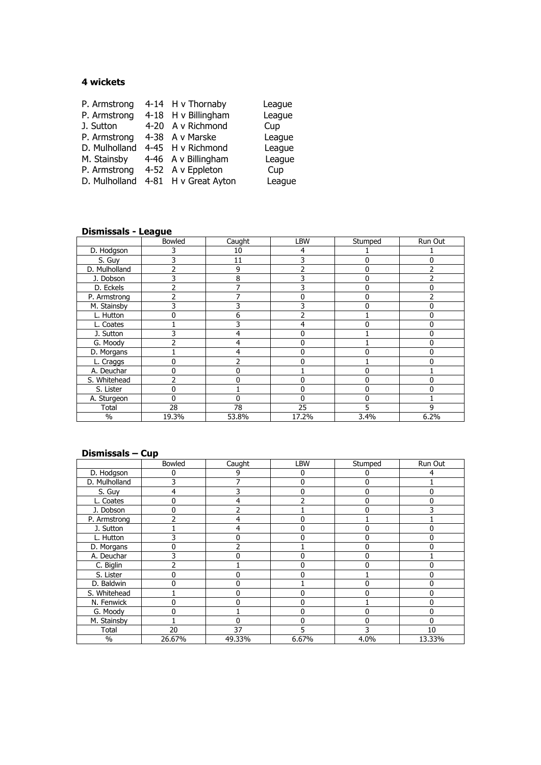## 4 wickets

| | | | |
|---|---|---|---|
| P. Armstrong | 4-14 | H v Thornaby | League |
| P. Armstrong | 4-18 | H v Billingham | League |
| J. Sutton | 4-20 | A v Richmond | Cup |
| P. Armstrong | 4-38 | A v Marske | League |
| D. Mulholland | 4-45 | H v Richmond | League |
| M. Stainsby | 4-46 | A v Billingham | League |
| P. Armstrong | 4-52 | A v Eppleton | Cup |
| D. Mulholland | 4-81 | H v Great Ayton | League |

## Dismissals - League

| | Bowled | Caught | LBW | Stumped | Run Out |
|---|---|---|---|---|---|
| D. Hodgson | 3 | 10 | 4 | 1 | 1 |
| S. Guy | 3 | 11 | 3 | 0 | 0 |
| D. Mulholland | 2 | 9 | 2 | 0 | 2 |
| J. Dobson | 3 | 8 | 3 | 0 | 2 |
| D. Eckels | 2 | 7 | 3 | 0 | 0 |
| P. Armstrong | 2 | 7 | 0 | 0 | 2 |
| M. Stainsby | 3 | 3 | 3 | 0 | 0 |
| L. Hutton | 0 | 6 | 2 | 1 | 0 |
| L. Coates | 1 | 3 | 4 | 0 | 0 |
| J. Sutton | 3 | 4 | 0 | 1 | 0 |
| G. Moody | 2 | 4 | 0 | 1 | 0 |
| D. Morgans | 1 | 4 | 0 | 0 | 0 |
| L. Craggs | 0 | 2 | 0 | 1 | 0 |
| A. Deuchar | 0 | 0 | 1 | 0 | 1 |
| S. Whitehead | 2 | 0 | 0 | 0 | 0 |
| S. Lister | 0 | 1 | 0 | 0 | 0 |
| A. Sturgeon | 0 | 0 | 0 | 0 | 1 |
| Total | 28 | 78 | 25 | 5 | 9 |
| % | 19.3% | 53.8% | 17.2% | 3.4% | 6.2% |

## Dismissals – Cup

| | Bowled | Caught | LBW | Stumped | Run Out |
|---|---|---|---|---|---|
| D. Hodgson | 0 | 9 | 0 | 0 | 4 |
| D. Mulholland | 3 | 7 | 0 | 0 | 1 |
| S. Guy | 4 | 3 | 0 | 0 | 0 |
| L. Coates | 0 | 4 | 2 | 0 | 0 |
| J. Dobson | 0 | 2 | 1 | 0 | 3 |
| P. Armstrong | 2 | 4 | 0 | 1 | 1 |
| J. Sutton | 1 | 4 | 0 | 0 | 0 |
| L. Hutton | 3 | 0 | 0 | 0 | 0 |
| D. Morgans | 0 | 2 | 1 | 0 | 0 |
| A. Deuchar | 3 | 0 | 0 | 0 | 1 |
| C. Biglin | 2 | 1 | 0 | 0 | 0 |
| S. Lister | 0 | 0 | 0 | 1 | 0 |
| D. Baldwin | 0 | 0 | 1 | 0 | 0 |
| S. Whitehead | 1 | 0 | 0 | 0 | 0 |
| N. Fenwick | 0 | 0 | 0 | 1 | 0 |
| G. Moody | 0 | 1 | 0 | 0 | 0 |
| M. Stainsby | 1 | 0 | 0 | 0 | 0 |
| Total | 20 | 37 | 5 | 3 | 10 |
| % | 26.67% | 49.33% | 6.67% | 4.0% | 13.33% |